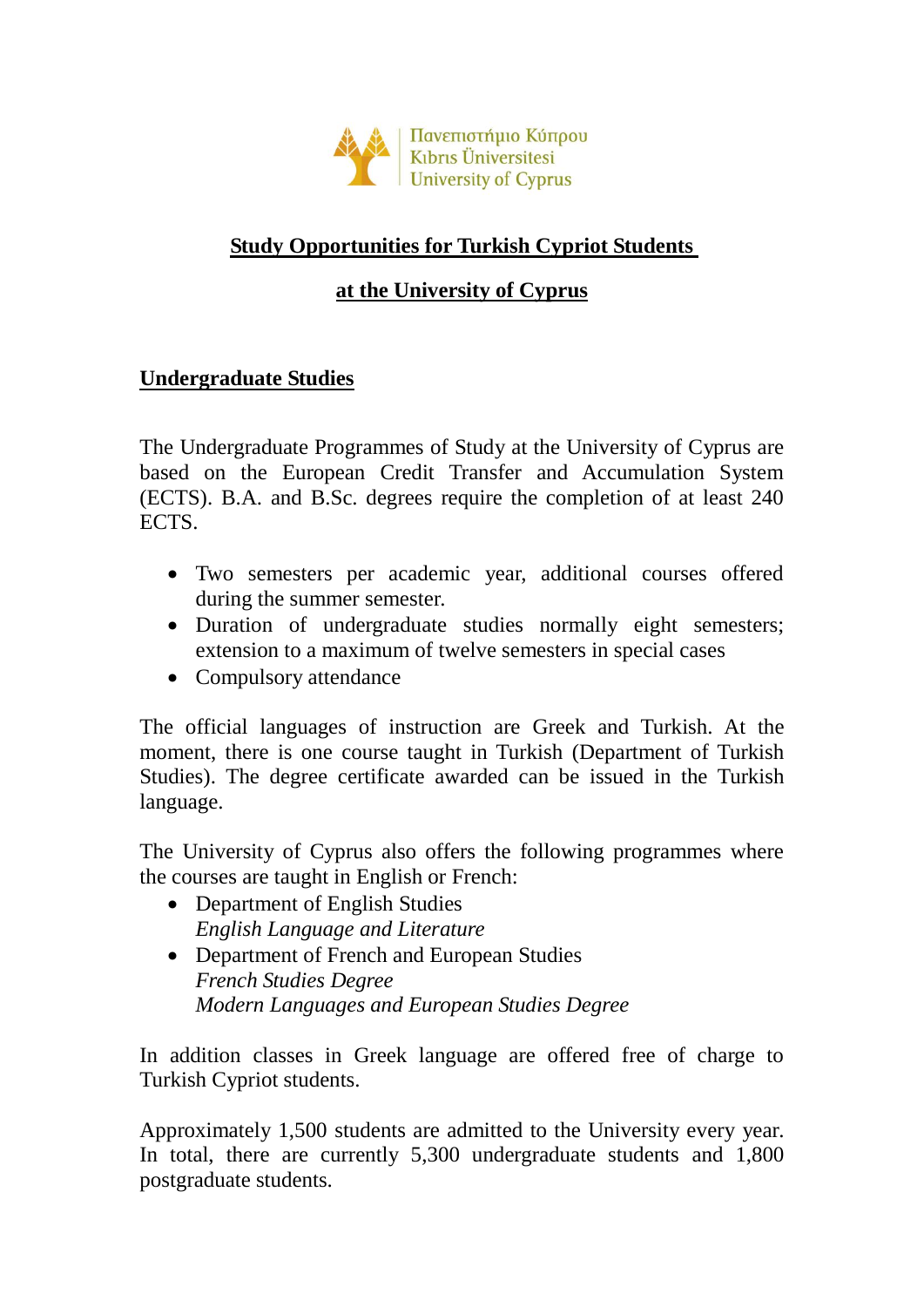Πανεπιστήμιο Κύπρου
Kıbrıs Üniversitesi
University of Cyprus

# Study Opportunities for Turkish Cypriot Students at the University of Cyprus

## Undergraduate Studies

The Undergraduate Programmes of Study at the University of Cyprus are based on the European Credit Transfer and Accumulation System (ECTS). B.A. and B.Sc. degrees require the completion of at least 240 ECTS.

- Two semesters per academic year, additional courses offered during the summer semester.
- Duration of undergraduate studies normally eight semesters; extension to a maximum of twelve semesters in special cases
- Compulsory attendance

The official languages of instruction are Greek and Turkish. At the moment, there is one course taught in Turkish (Department of Turkish Studies). The degree certificate awarded can be issued in the Turkish language.

The University of Cyprus also offers the following programmes where the courses are taught in English or French:

- Department of English Studies
  *English Language and Literature*
- Department of French and European Studies
  *French Studies Degree*
  *Modern Languages and European Studies Degree*

In addition classes in Greek language are offered free of charge to Turkish Cypriot students.

Approximately 1,500 students are admitted to the University every year. In total, there are currently 5,300 undergraduate students and 1,800 postgraduate students.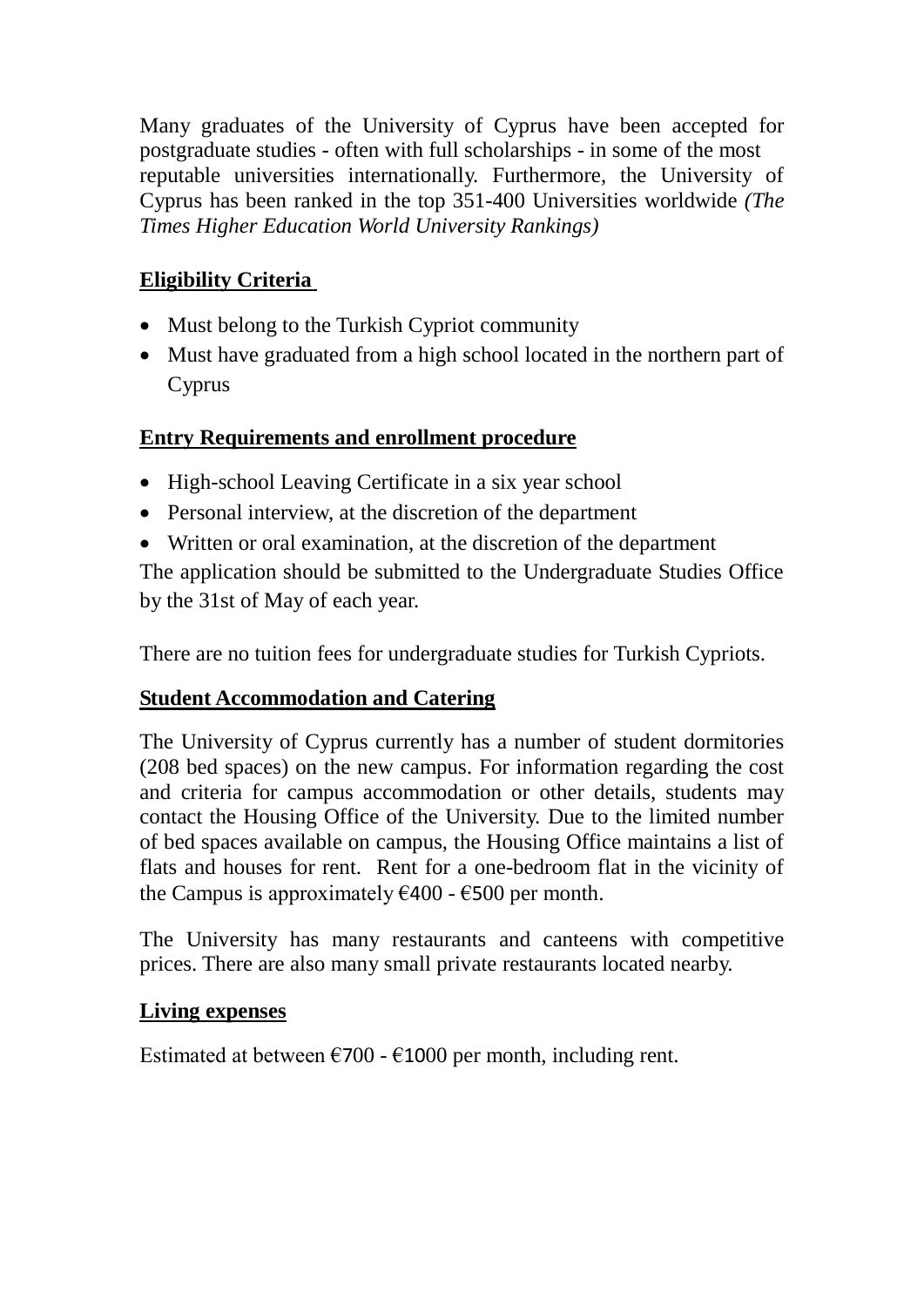Many graduates of the University of Cyprus have been accepted for postgraduate studies - often with full scholarships - in some of the most reputable universities internationally. Furthermore, the University of Cyprus has been ranked in the top 351-400 Universities worldwide *(The Times Higher Education World University Rankings)*

**Eligibility Criteria**

- Must belong to the Turkish Cypriot community
- Must have graduated from a high school located in the northern part of Cyprus

**Entry Requirements and enrollment procedure**

- High-school Leaving Certificate in a six year school
- Personal interview, at the discretion of the department
- Written or oral examination, at the discretion of the department

The application should be submitted to the Undergraduate Studies Office by the 31st of May of each year.

There are no tuition fees for undergraduate studies for Turkish Cypriots.

**Student Accommodation and Catering**

The University of Cyprus currently has a number of student dormitories (208 bed spaces) on the new campus. For information regarding the cost and criteria for campus accommodation or other details, students may contact the Housing Office of the University. Due to the limited number of bed spaces available on campus, the Housing Office maintains a list of flats and houses for rent. Rent for a one-bedroom flat in the vicinity of the Campus is approximately €400 - €500 per month.

The University has many restaurants and canteens with competitive prices. There are also many small private restaurants located nearby.

**Living expenses**

Estimated at between €700 - €1000 per month, including rent.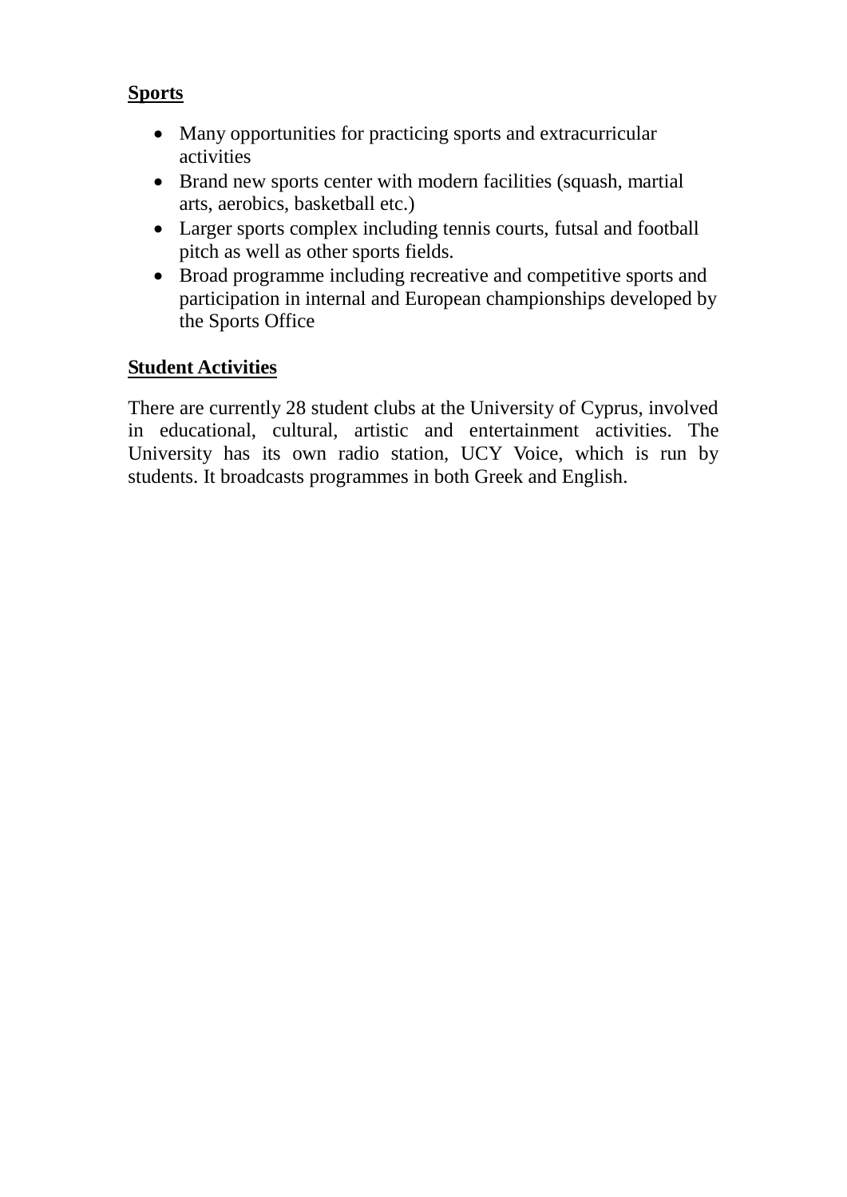## Sports

- Many opportunities for practicing sports and extracurricular activities
- Brand new sports center with modern facilities (squash, martial arts, aerobics, basketball etc.)
- Larger sports complex including tennis courts, futsal and football pitch as well as other sports fields.
- Broad programme including recreative and competitive sports and participation in internal and European championships developed by the Sports Office

## Student Activities

There are currently 28 student clubs at the University of Cyprus, involved in educational, cultural, artistic and entertainment activities. The University has its own radio station, UCY Voice, which is run by students. It broadcasts programmes in both Greek and English.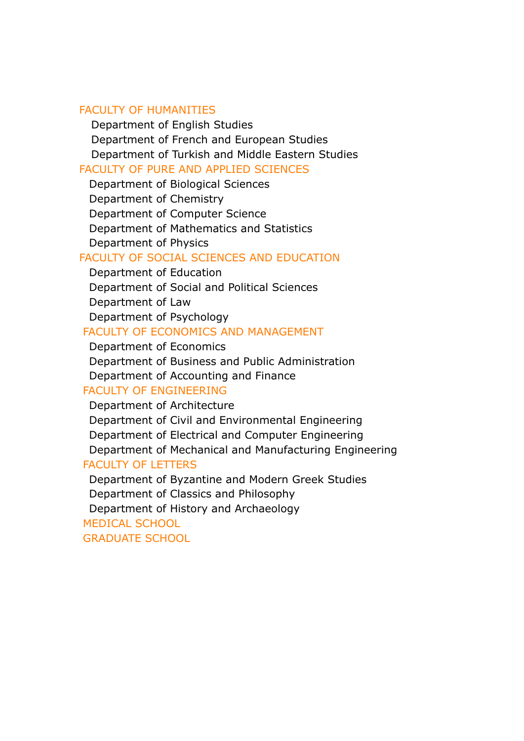## FACULTY OF HUMANITIES

- Department of English Studies
- Department of French and European Studies
- Department of Turkish and Middle Eastern Studies

## FACULTY OF PURE AND APPLIED SCIENCES

- Department of Biological Sciences
- Department of Chemistry
- Department of Computer Science
- Department of Mathematics and Statistics
- Department of Physics

## FACULTY OF SOCIAL SCIENCES AND EDUCATION

- Department of Education
- Department of Social and Political Sciences
- Department of Law
- Department of Psychology

## FACULTY OF ECONOMICS AND MANAGEMENT

- Department of Economics
- Department of Business and Public Administration
- Department of Accounting and Finance

## FACULTY OF ENGINEERING

- Department of Architecture
- Department of Civil and Environmental Engineering
- Department of Electrical and Computer Engineering
- Department of Mechanical and Manufacturing Engineering

## FACULTY OF LETTERS

- Department of Byzantine and Modern Greek Studies
- Department of Classics and Philosophy
- Department of History and Archaeology

## MEDICAL SCHOOL

## GRADUATE SCHOOL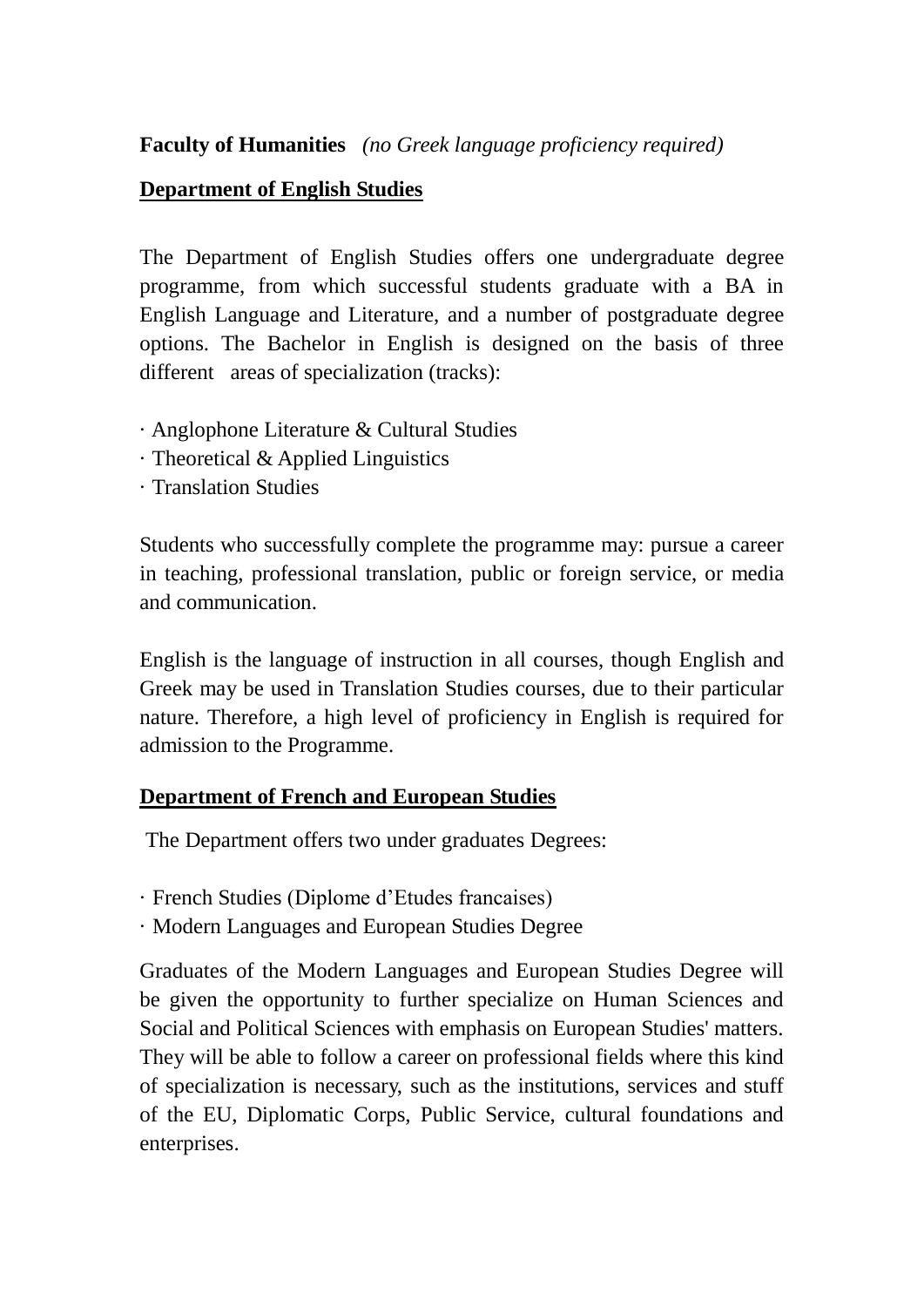**Faculty of Humanities** *(no Greek language proficiency required)*

**Department of English Studies**

The Department of English Studies offers one undergraduate degree programme, from which successful students graduate with a BA in English Language and Literature, and a number of postgraduate degree options. The Bachelor in English is designed on the basis of three different areas of specialization (tracks):

· Anglophone Literature & Cultural Studies
· Theoretical & Applied Linguistics
· Translation Studies

Students who successfully complete the programme may: pursue a career in teaching, professional translation, public or foreign service, or media and communication.

English is the language of instruction in all courses, though English and Greek may be used in Translation Studies courses, due to their particular nature. Therefore, a high level of proficiency in English is required for admission to the Programme.

**Department of French and European Studies**

The Department offers two under graduates Degrees:

· French Studies (Diplome d'Etudes francaises)
· Modern Languages and European Studies Degree

Graduates of the Modern Languages and European Studies Degree will be given the opportunity to further specialize on Human Sciences and Social and Political Sciences with emphasis on European Studies' matters. They will be able to follow a career on professional fields where this kind of specialization is necessary, such as the institutions, services and stuff of the EU, Diplomatic Corps, Public Service, cultural foundations and enterprises.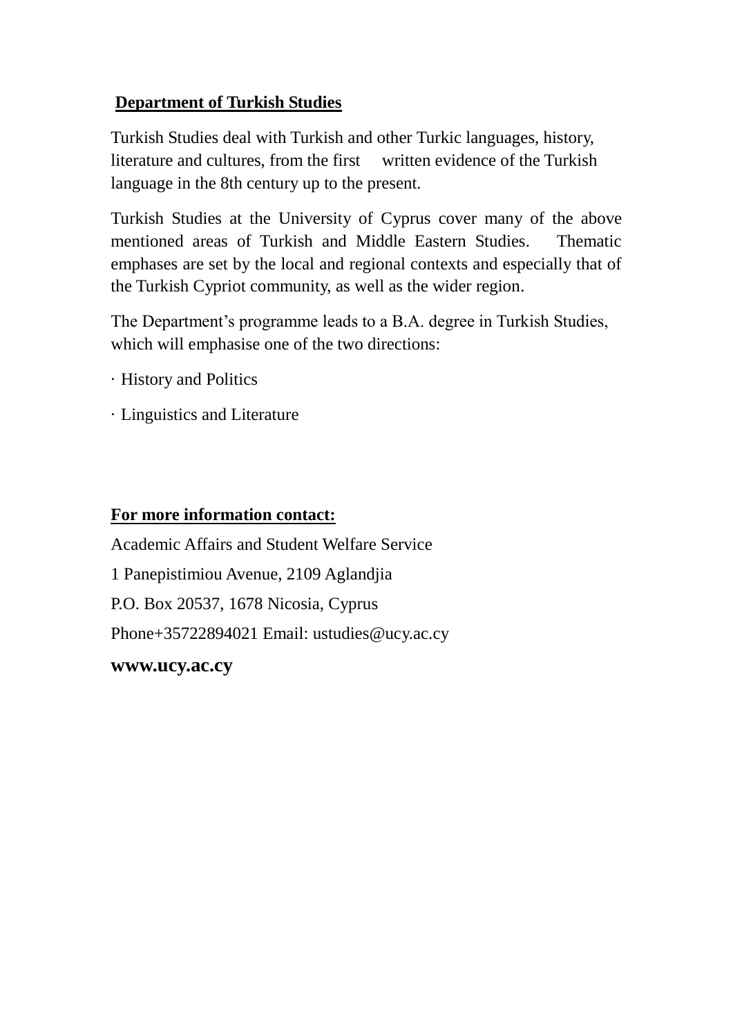**Department of Turkish Studies**

Turkish Studies deal with Turkish and other Turkic languages, history, literature and cultures, from the first written evidence of the Turkish language in the 8th century up to the present.

Turkish Studies at the University of Cyprus cover many of the above mentioned areas of Turkish and Middle Eastern Studies. Thematic emphases are set by the local and regional contexts and especially that of the Turkish Cypriot community, as well as the wider region.

The Department's programme leads to a B.A. degree in Turkish Studies, which will emphasise one of the two directions:

- History and Politics
- Linguistics and Literature

**For more information contact:**

Academic Affairs and Student Welfare Service

1 Panepistimiou Avenue, 2109 Aglandjia

P.O. Box 20537, 1678 Nicosia, Cyprus

Phone+35722894021 Email: ustudies@ucy.ac.cy

**www.ucy.ac.cy**